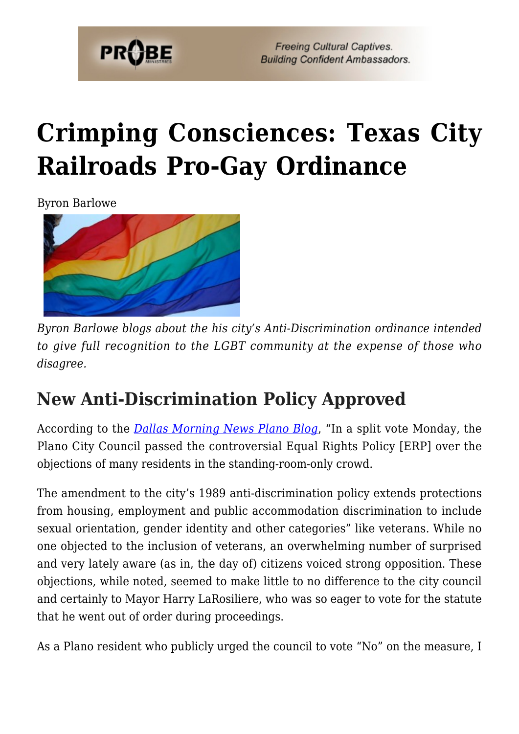# Crimping Consciences: Texas City Railroads Pro-Gay Ordinance

Byron Barlowe

*Byron Barlowe blogs about the his city's Anti-Discrimination ordinance intended to give full recognition to the LGBT community at the expense of those who disagree.*

## New Anti-Discrimination Policy Approved

According to the *Dallas Morning News Plano Blog*, "In a split vote Monday, the Plano City Council passed the controversial Equal Rights Policy [ERP] over the objections of many residents in the standing-room-only crowd.

The amendment to the city's 1989 anti-discrimination policy extends protections from housing, employment and public accommodation discrimination to include sexual orientation, gender identity and other categories" like veterans. While no one objected to the inclusion of veterans, an overwhelming number of surprised and very lately aware (as in, the day of) citizens voiced strong opposition. These objections, while noted, seemed to make little to no difference to the city council and certainly to Mayor Harry LaRosiliere, who was so eager to vote for the statute that he went out of order during proceedings.

As a Plano resident who publicly urged the council to vote "No" on the measure, I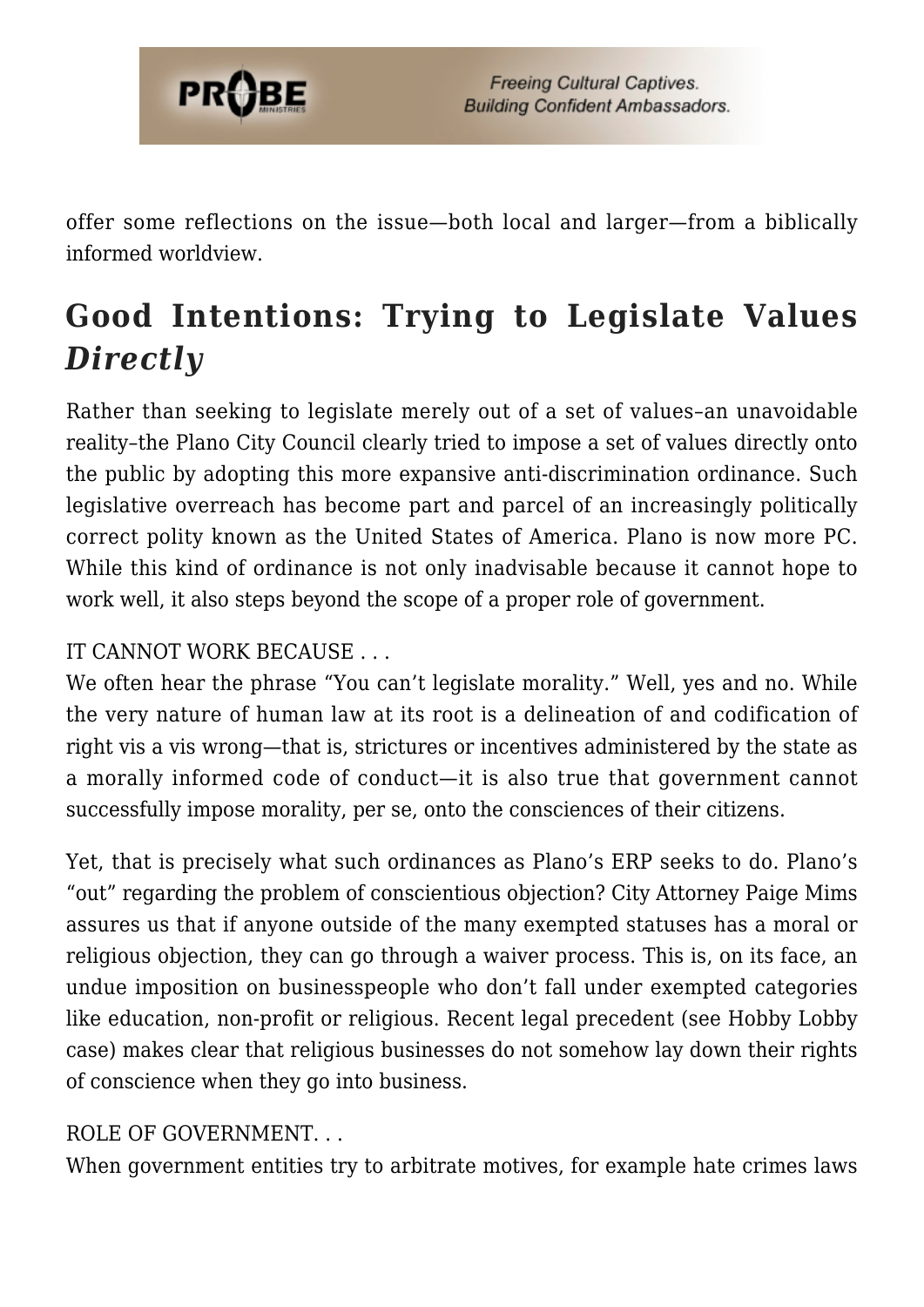offer some reflections on the issue—both local and larger—from a biblically informed worldview.

## Good Intentions: Trying to Legislate Values *Directly*

Rather than seeking to legislate merely out of a set of values–an unavoidable reality–the Plano City Council clearly tried to impose a set of values directly onto the public by adopting this more expansive anti-discrimination ordinance. Such legislative overreach has become part and parcel of an increasingly politically correct polity known as the United States of America. Plano is now more PC. While this kind of ordinance is not only inadvisable because it cannot hope to work well, it also steps beyond the scope of a proper role of government.

IT CANNOT WORK BECAUSE . . .
We often hear the phrase "You can't legislate morality." Well, yes and no. While the very nature of human law at its root is a delineation of and codification of right vis a vis wrong—that is, strictures or incentives administered by the state as a morally informed code of conduct—it is also true that government cannot successfully impose morality, per se, onto the consciences of their citizens.

Yet, that is precisely what such ordinances as Plano's ERP seeks to do. Plano's "out" regarding the problem of conscientious objection? City Attorney Paige Mims assures us that if anyone outside of the many exempted statuses has a moral or religious objection, they can go through a waiver process. This is, on its face, an undue imposition on businesspeople who don't fall under exempted categories like education, non-profit or religious. Recent legal precedent (see Hobby Lobby case) makes clear that religious businesses do not somehow lay down their rights of conscience when they go into business.

ROLE OF GOVERNMENT. . .
When government entities try to arbitrate motives, for example hate crimes laws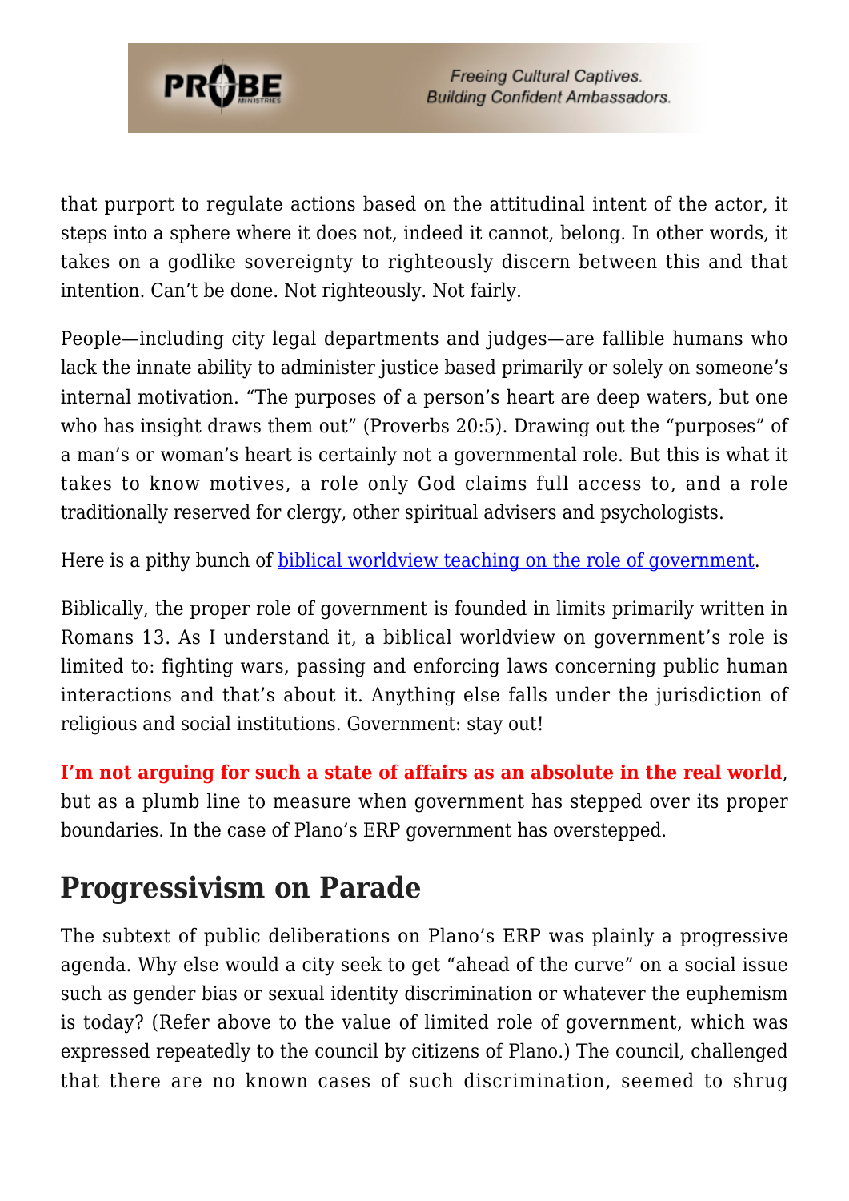that purport to regulate actions based on the attitudinal intent of the actor, it steps into a sphere where it does not, indeed it cannot, belong. In other words, it takes on a godlike sovereignty to righteously discern between this and that intention. Can't be done. Not righteously. Not fairly.

People—including city legal departments and judges—are fallible humans who lack the innate ability to administer justice based primarily or solely on someone's internal motivation. "The purposes of a person's heart are deep waters, but one who has insight draws them out" (Proverbs 20:5). Drawing out the "purposes" of a man's or woman's heart is certainly not a governmental role. But this is what it takes to know motives, a role only God claims full access to, and a role traditionally reserved for clergy, other spiritual advisers and psychologists.

Here is a pithy bunch of biblical worldview teaching on the role of government.

Biblically, the proper role of government is founded in limits primarily written in Romans 13. As I understand it, a biblical worldview on government's role is limited to: fighting wars, passing and enforcing laws concerning public human interactions and that's about it. Anything else falls under the jurisdiction of religious and social institutions. Government: stay out!

**I'm not arguing for such a state of affairs as an absolute in the real world**, but as a plumb line to measure when government has stepped over its proper boundaries. In the case of Plano's ERP government has overstepped.

## Progressivism on Parade

The subtext of public deliberations on Plano's ERP was plainly a progressive agenda. Why else would a city seek to get "ahead of the curve" on a social issue such as gender bias or sexual identity discrimination or whatever the euphemism is today? (Refer above to the value of limited role of government, which was expressed repeatedly to the council by citizens of Plano.) The council, challenged that there are no known cases of such discrimination, seemed to shrug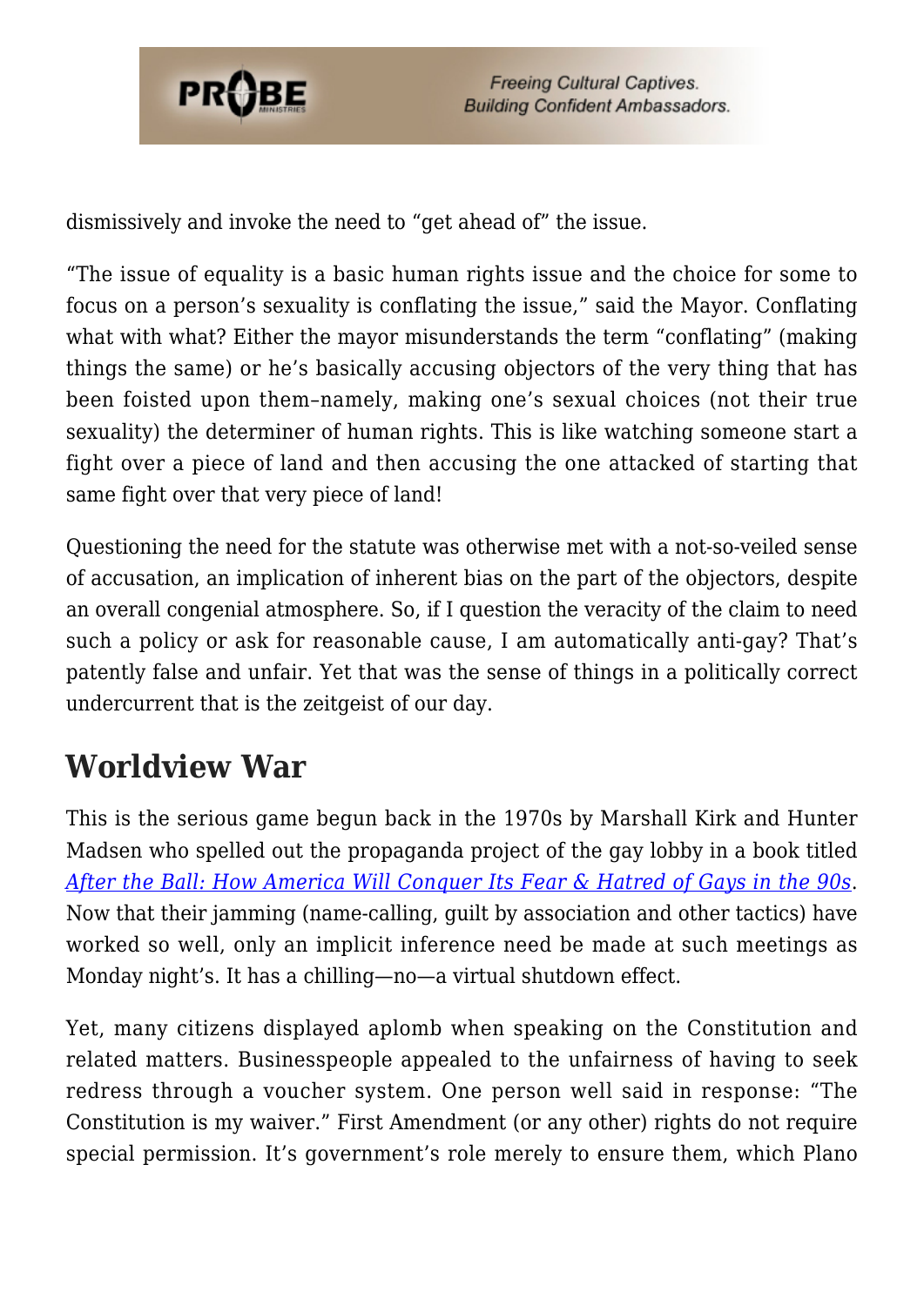dismissively and invoke the need to "get ahead of" the issue.

"The issue of equality is a basic human rights issue and the choice for some to focus on a person's sexuality is conflating the issue," said the Mayor. Conflating what with what? Either the mayor misunderstands the term "conflating" (making things the same) or he's basically accusing objectors of the very thing that has been foisted upon them–namely, making one's sexual choices (not their true sexuality) the determiner of human rights. This is like watching someone start a fight over a piece of land and then accusing the one attacked of starting that same fight over that very piece of land!

Questioning the need for the statute was otherwise met with a not-so-veiled sense of accusation, an implication of inherent bias on the part of the objectors, despite an overall congenial atmosphere. So, if I question the veracity of the claim to need such a policy or ask for reasonable cause, I am automatically anti-gay? That's patently false and unfair. Yet that was the sense of things in a politically correct undercurrent that is the zeitgeist of our day.

## Worldview War

This is the serious game begun back in the 1970s by Marshall Kirk and Hunter Madsen who spelled out the propaganda project of the gay lobby in a book titled *After the Ball: How America Will Conquer Its Fear & Hatred of Gays in the 90s*. Now that their jamming (name-calling, guilt by association and other tactics) have worked so well, only an implicit inference need be made at such meetings as Monday night's. It has a chilling—no—a virtual shutdown effect.

Yet, many citizens displayed aplomb when speaking on the Constitution and related matters. Businesspeople appealed to the unfairness of having to seek redress through a voucher system. One person well said in response: "The Constitution is my waiver." First Amendment (or any other) rights do not require special permission. It's government's role merely to ensure them, which Plano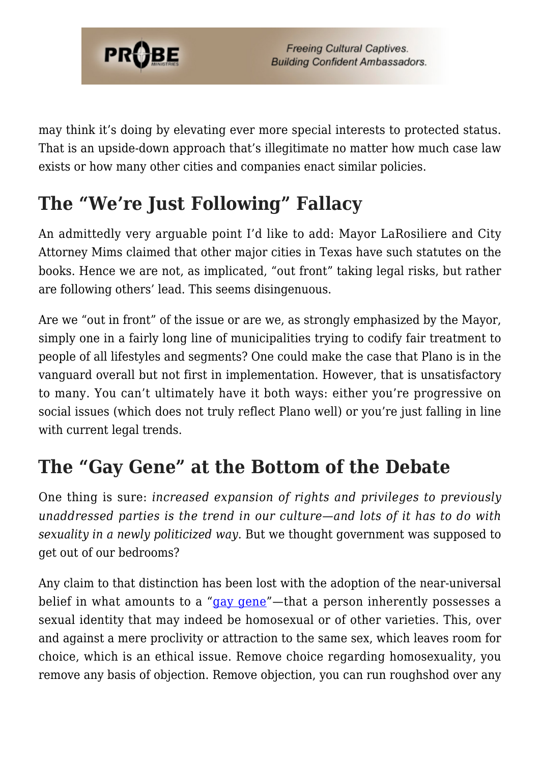may think it's doing by elevating ever more special interests to protected status. That is an upside-down approach that's illegitimate no matter how much case law exists or how many other cities and companies enact similar policies.

## The "We're Just Following" Fallacy

An admittedly very arguable point I'd like to add: Mayor LaRosiliere and City Attorney Mims claimed that other major cities in Texas have such statutes on the books. Hence we are not, as implicated, "out front" taking legal risks, but rather are following others' lead. This seems disingenuous.

Are we "out in front" of the issue or are we, as strongly emphasized by the Mayor, simply one in a fairly long line of municipalities trying to codify fair treatment to people of all lifestyles and segments? One could make the case that Plano is in the vanguard overall but not first in implementation. However, that is unsatisfactory to many. You can't ultimately have it both ways: either you're progressive on social issues (which does not truly reflect Plano well) or you're just falling in line with current legal trends.

## The "Gay Gene" at the Bottom of the Debate

One thing is sure: *increased expansion of rights and privileges to previously unaddressed parties is the trend in our culture—and lots of it has to do with sexuality in a newly politicized way*. But we thought government was supposed to get out of our bedrooms?

Any claim to that distinction has been lost with the adoption of the near-universal belief in what amounts to a "gay gene"—that a person inherently possesses a sexual identity that may indeed be homosexual or of other varieties. This, over and against a mere proclivity or attraction to the same sex, which leaves room for choice, which is an ethical issue. Remove choice regarding homosexuality, you remove any basis of objection. Remove objection, you can run roughshod over any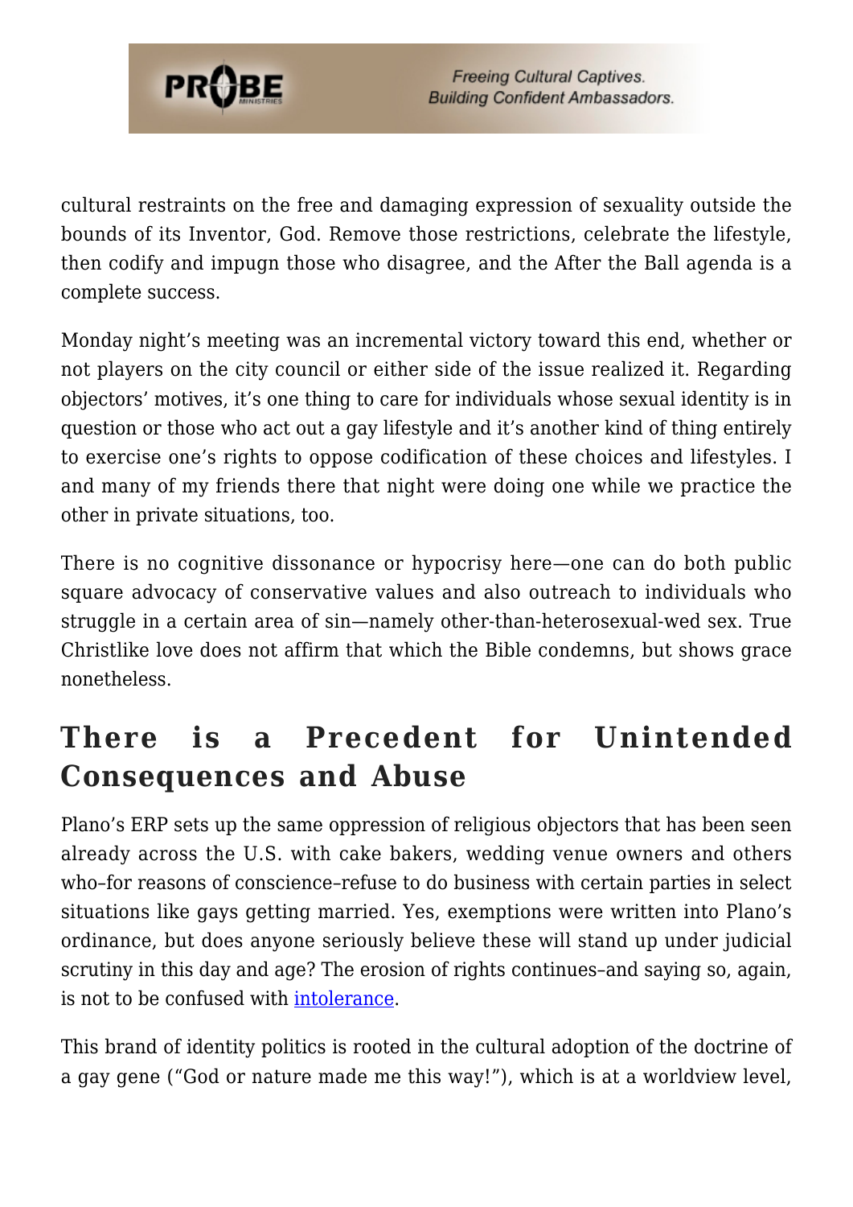cultural restraints on the free and damaging expression of sexuality outside the bounds of its Inventor, God. Remove those restrictions, celebrate the lifestyle, then codify and impugn those who disagree, and the After the Ball agenda is a complete success.

Monday night's meeting was an incremental victory toward this end, whether or not players on the city council or either side of the issue realized it. Regarding objectors' motives, it's one thing to care for individuals whose sexual identity is in question or those who act out a gay lifestyle and it's another kind of thing entirely to exercise one's rights to oppose codification of these choices and lifestyles. I and many of my friends there that night were doing one while we practice the other in private situations, too.

There is no cognitive dissonance or hypocrisy here—one can do both public square advocacy of conservative values and also outreach to individuals who struggle in a certain area of sin—namely other-than-heterosexual-wed sex. True Christlike love does not affirm that which the Bible condemns, but shows grace nonetheless.

## There is a Precedent for Unintended Consequences and Abuse

Plano's ERP sets up the same oppression of religious objectors that has been seen already across the U.S. with cake bakers, wedding venue owners and others who–for reasons of conscience–refuse to do business with certain parties in select situations like gays getting married. Yes, exemptions were written into Plano's ordinance, but does anyone seriously believe these will stand up under judicial scrutiny in this day and age? The erosion of rights continues–and saying so, again, is not to be confused with intolerance.

This brand of identity politics is rooted in the cultural adoption of the doctrine of a gay gene ("God or nature made me this way!"), which is at a worldview level,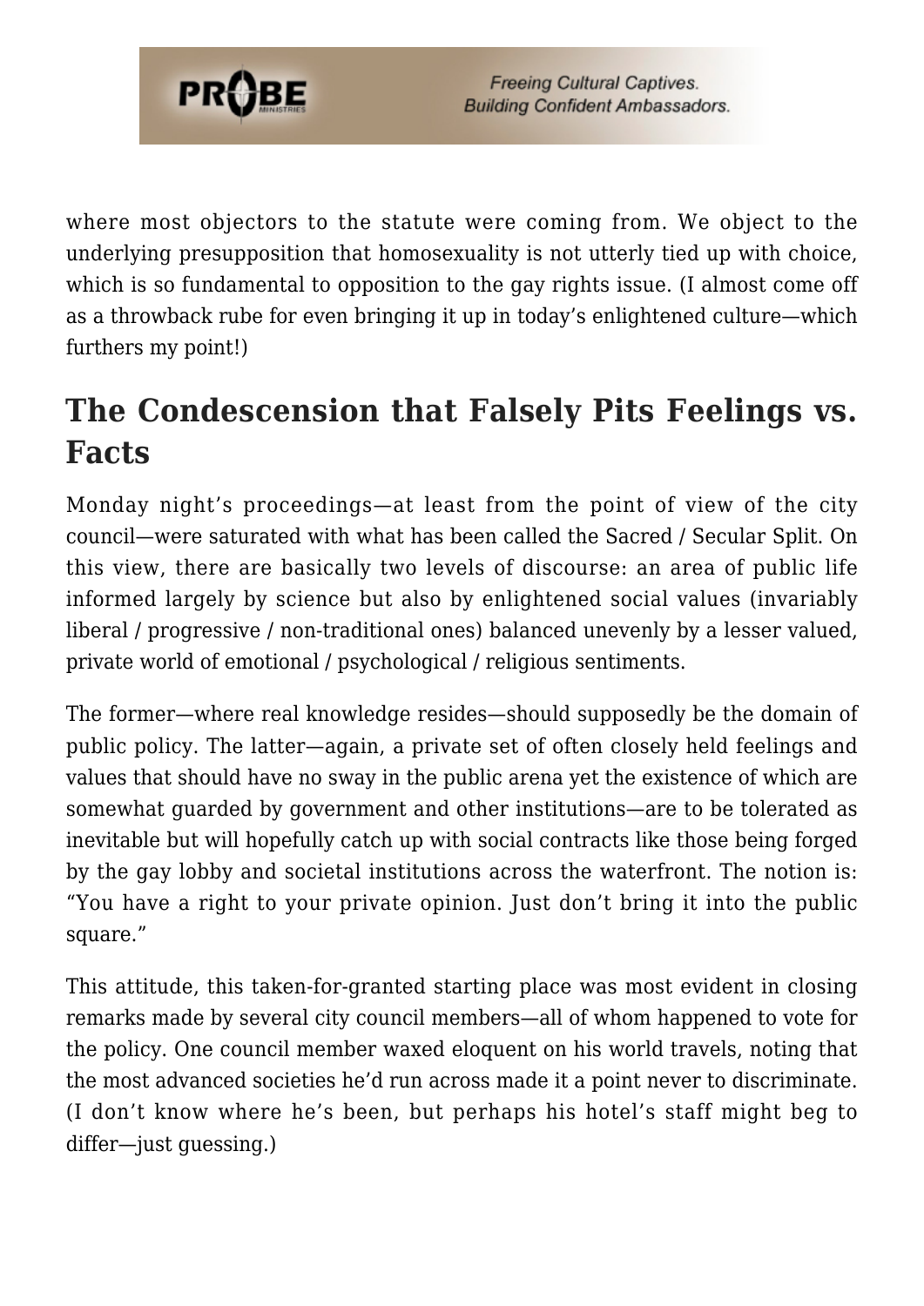where most objectors to the statute were coming from. We object to the underlying presupposition that homosexuality is not utterly tied up with choice, which is so fundamental to opposition to the gay rights issue. (I almost come off as a throwback rube for even bringing it up in today's enlightened culture—which furthers my point!)

## The Condescension that Falsely Pits Feelings vs. Facts

Monday night's proceedings—at least from the point of view of the city council—were saturated with what has been called the Sacred / Secular Split. On this view, there are basically two levels of discourse: an area of public life informed largely by science but also by enlightened social values (invariably liberal / progressive / non-traditional ones) balanced unevenly by a lesser valued, private world of emotional / psychological / religious sentiments.

The former—where real knowledge resides—should supposedly be the domain of public policy. The latter—again, a private set of often closely held feelings and values that should have no sway in the public arena yet the existence of which are somewhat guarded by government and other institutions—are to be tolerated as inevitable but will hopefully catch up with social contracts like those being forged by the gay lobby and societal institutions across the waterfront. The notion is: "You have a right to your private opinion. Just don't bring it into the public square."

This attitude, this taken-for-granted starting place was most evident in closing remarks made by several city council members—all of whom happened to vote for the policy. One council member waxed eloquent on his world travels, noting that the most advanced societies he'd run across made it a point never to discriminate. (I don't know where he's been, but perhaps his hotel's staff might beg to differ—just guessing.)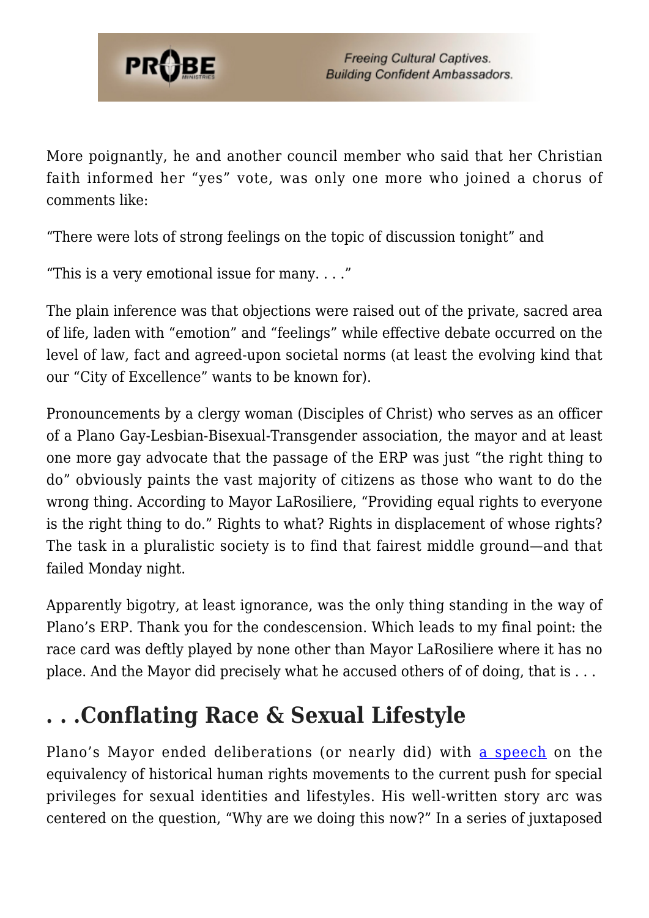More poignantly, he and another council member who said that her Christian faith informed her "yes" vote, was only one more who joined a chorus of comments like:

"There were lots of strong feelings on the topic of discussion tonight" and

"This is a very emotional issue for many. . . ."

The plain inference was that objections were raised out of the private, sacred area of life, laden with "emotion" and "feelings" while effective debate occurred on the level of law, fact and agreed-upon societal norms (at least the evolving kind that our "City of Excellence" wants to be known for).

Pronouncements by a clergy woman (Disciples of Christ) who serves as an officer of a Plano Gay-Lesbian-Bisexual-Transgender association, the mayor and at least one more gay advocate that the passage of the ERP was just "the right thing to do" obviously paints the vast majority of citizens as those who want to do the wrong thing. According to Mayor LaRosiliere, "Providing equal rights to everyone is the right thing to do." Rights to what? Rights in displacement of whose rights? The task in a pluralistic society is to find that fairest middle ground—and that failed Monday night.

Apparently bigotry, at least ignorance, was the only thing standing in the way of Plano's ERP. Thank you for the condescension. Which leads to my final point: the race card was deftly played by none other than Mayor LaRosiliere where it has no place. And the Mayor did precisely what he accused others of of doing, that is . . .

## . . .Conflating Race & Sexual Lifestyle

Plano's Mayor ended deliberations (or nearly did) with a speech on the equivalency of historical human rights movements to the current push for special privileges for sexual identities and lifestyles. His well-written story arc was centered on the question, "Why are we doing this now?" In a series of juxtaposed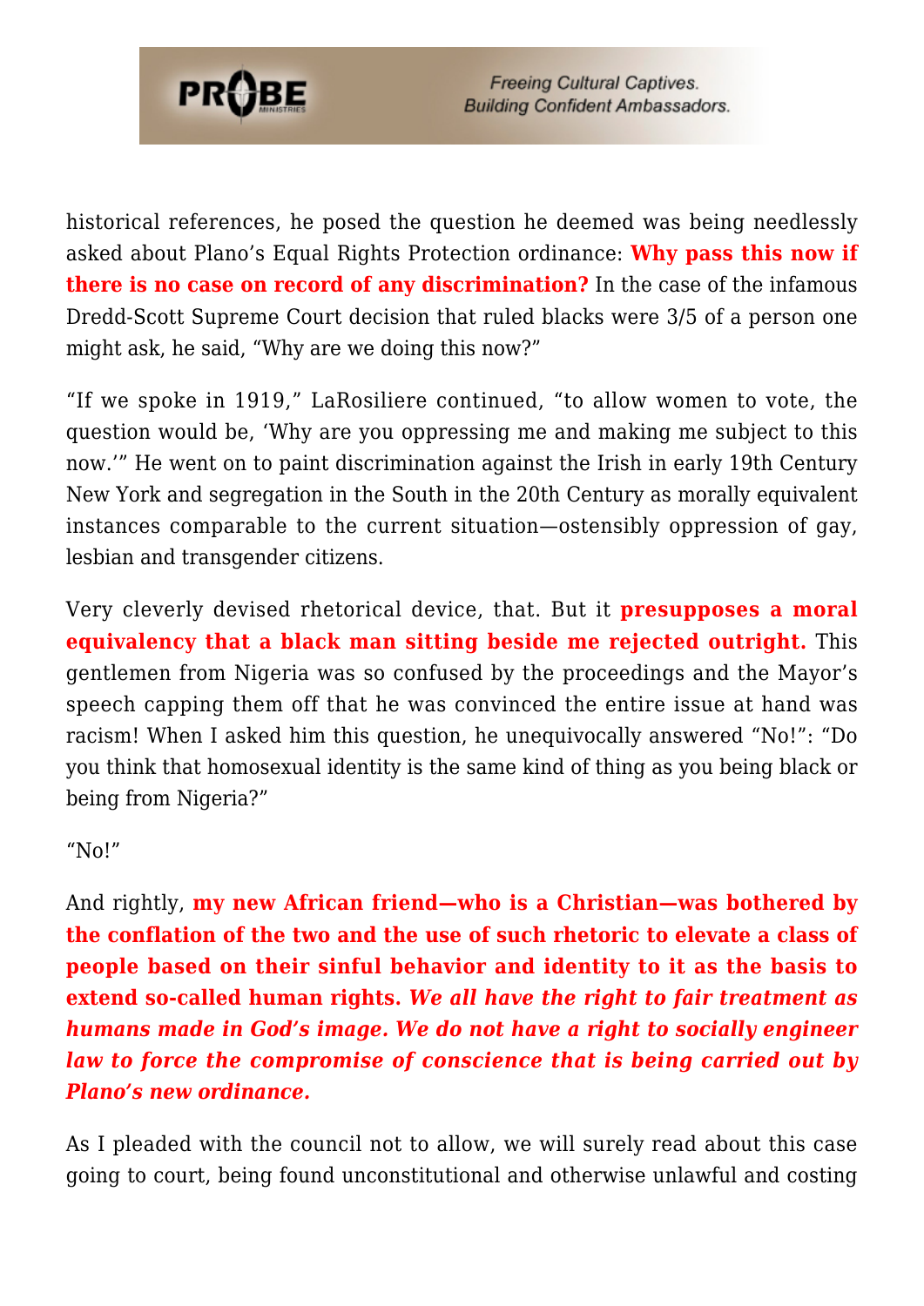historical references, he posed the question he deemed was being needlessly asked about Plano's Equal Rights Protection ordinance: **Why pass this now if there is no case on record of any discrimination?** In the case of the infamous Dredd-Scott Supreme Court decision that ruled blacks were 3/5 of a person one might ask, he said, "Why are we doing this now?"

"If we spoke in 1919," LaRosiliere continued, "to allow women to vote, the question would be, 'Why are you oppressing me and making me subject to this now.'" He went on to paint discrimination against the Irish in early 19th Century New York and segregation in the South in the 20th Century as morally equivalent instances comparable to the current situation—ostensibly oppression of gay, lesbian and transgender citizens.

Very cleverly devised rhetorical device, that. But it **presupposes a moral equivalency that a black man sitting beside me rejected outright.** This gentlemen from Nigeria was so confused by the proceedings and the Mayor's speech capping them off that he was convinced the entire issue at hand was racism! When I asked him this question, he unequivocally answered "No!": "Do you think that homosexual identity is the same kind of thing as you being black or being from Nigeria?"

"No!"

And rightly, **my new African friend—who is a Christian—was bothered by the conflation of the two and the use of such rhetoric to elevate a class of people based on their sinful behavior and identity to it as the basis to extend so-called human rights.** ***We all have the right to fair treatment as humans made in God's image. We do not have a right to socially engineer law to force the compromise of conscience that is being carried out by Plano's new ordinance.***

As I pleaded with the council not to allow, we will surely read about this case going to court, being found unconstitutional and otherwise unlawful and costing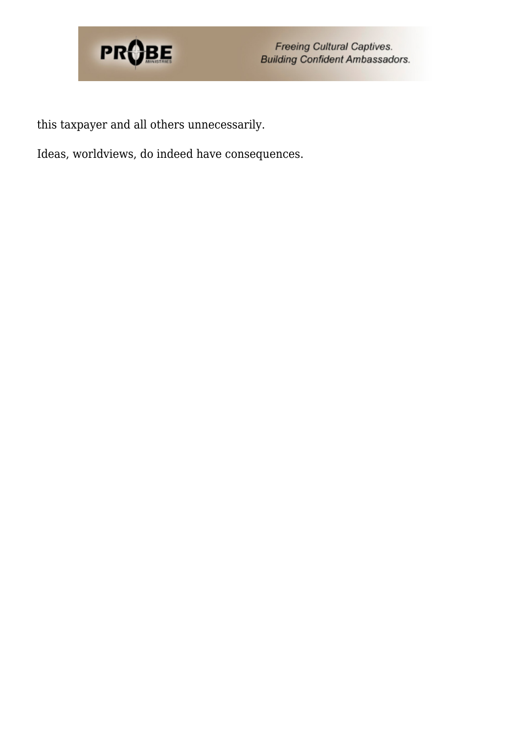this taxpayer and all others unnecessarily.

Ideas, worldviews, do indeed have consequences.